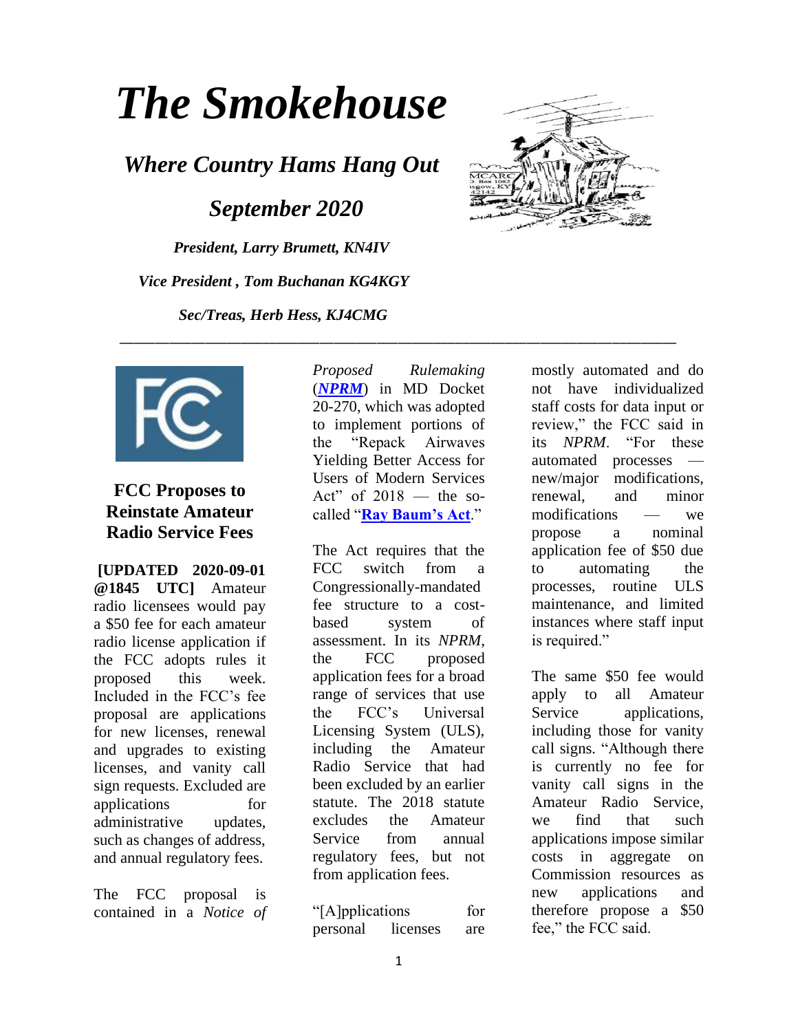# The Smokehouse

## *Where Country Hams Hang Out*

## *September 2020*

***President, Larry Brumett, KN4IV***

***Vice President , Tom Buchanan KG4KGY***

***Sec/Treas, Herb Hess, KJ4CMG***

---

### FCC Proposes to Reinstate Amateur Radio Service Fees

**[UPDATED 2020-09-01 @1845 UTC]** Amateur radio licensees would pay a $50 fee for each amateur radio license application if the FCC adopts rules it proposed this week. Included in the FCC's fee proposal are applications for new licenses, renewal and upgrades to existing licenses, and vanity call sign requests. Excluded are applications for administrative updates, such as changes of address, and annual regulatory fees.

The FCC proposal is contained in a *Notice of Proposed Rulemaking* (***NPRM***) in MD Docket 20-270, which was adopted to implement portions of the "Repack Airwaves Yielding Better Access for Users of Modern Services Act" of 2018 — the so-called "**Ray Baum's Act**."

The Act requires that the FCC switch from a Congressionally-mandated fee structure to a cost-based system of assessment. In its *NPRM*, the FCC proposed application fees for a broad range of services that use the FCC's Universal Licensing System (ULS), including the Amateur Radio Service that had been excluded by an earlier statute. The 2018 statute excludes the Amateur Service from annual regulatory fees, but not from application fees.

"[A]pplications for personal licenses are mostly automated and do not have individualized staff costs for data input or review," the FCC said in its *NPRM*. "For these automated processes — new/major modifications, renewal, and minor modifications — we propose a nominal application fee of $50 due to automating the processes, routine ULS maintenance, and limited instances where staff input is required."

The same $50 fee would apply to all Amateur Service applications, including those for vanity call signs. "Although there is currently no fee for vanity call signs in the Amateur Radio Service, we find that such applications impose similar costs in aggregate on Commission resources as new applications and therefore propose a $50 fee," the FCC said.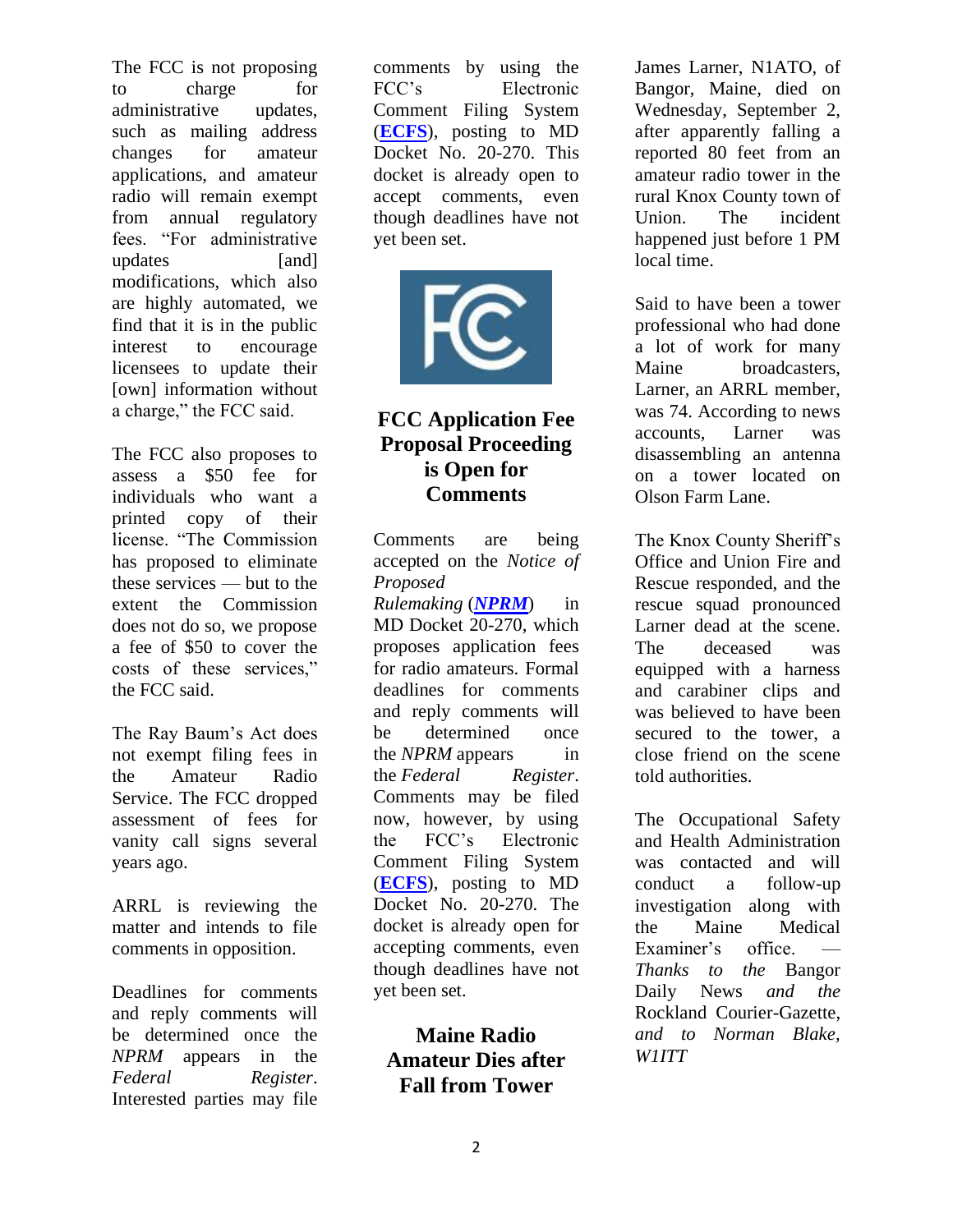The FCC is not proposing to charge for administrative updates, such as mailing address changes for amateur applications, and amateur radio will remain exempt from annual regulatory fees. "For administrative updates [and] modifications, which also are highly automated, we find that it is in the public interest to encourage licensees to update their [own] information without a charge," the FCC said.

The FCC also proposes to assess a $50 fee for individuals who want a printed copy of their license. "The Commission has proposed to eliminate these services — but to the extent the Commission does not do so, we propose a fee of $50 to cover the costs of these services," the FCC said.

The Ray Baum's Act does not exempt filing fees in the Amateur Radio Service. The FCC dropped assessment of fees for vanity call signs several years ago.

ARRL is reviewing the matter and intends to file comments in opposition.

Deadlines for comments and reply comments will be determined once the *NPRM* appears in the *Federal Register*. Interested parties may file comments by using the FCC's Electronic Comment Filing System (**ECFS**), posting to MD Docket No. 20-270. This docket is already open to accept comments, even though deadlines have not yet been set.

## FCC Application Fee Proposal Proceeding is Open for Comments

Comments are being accepted on the *Notice of Proposed Rulemaking* (***NPRM***) in MD Docket 20-270, which proposes application fees for radio amateurs. Formal deadlines for comments and reply comments will be determined once the *NPRM* appears in the *Federal Register*. Comments may be filed now, however, by using the FCC's Electronic Comment Filing System (**ECFS**), posting to MD Docket No. 20-270. The docket is already open for accepting comments, even though deadlines have not yet been set.

## Maine Radio Amateur Dies after Fall from Tower

James Larner, N1ATO, of Bangor, Maine, died on Wednesday, September 2, after apparently falling a reported 80 feet from an amateur radio tower in the rural Knox County town of Union. The incident happened just before 1 PM local time.

Said to have been a tower professional who had done a lot of work for many Maine broadcasters, Larner, an ARRL member, was 74. According to news accounts, Larner was disassembling an antenna on a tower located on Olson Farm Lane.

The Knox County Sheriff's Office and Union Fire and Rescue responded, and the rescue squad pronounced Larner dead at the scene. The deceased was equipped with a harness and carabiner clips and was believed to have been secured to the tower, a close friend on the scene told authorities.

The Occupational Safety and Health Administration was contacted and will conduct a follow-up investigation along with the Maine Medical Examiner's office. — *Thanks to the* Bangor Daily News *and the* Rockland Courier-Gazette, *and to Norman Blake, W1ITT*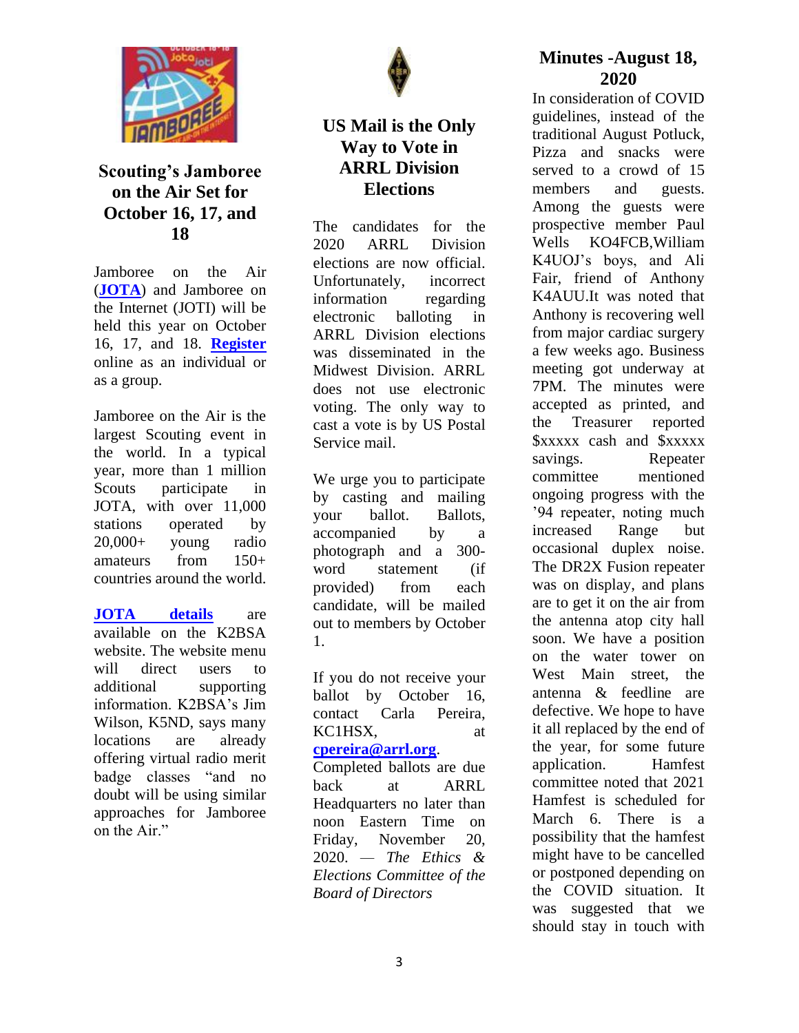## Scouting's Jamboree on the Air Set for October 16, 17, and 18

Jamboree on the Air (**JOTA**) and Jamboree on the Internet (JOTI) will be held this year on October 16, 17, and 18. **Register** online as an individual or as a group.

Jamboree on the Air is the largest Scouting event in the world. In a typical year, more than 1 million Scouts participate in JOTA, with over 11,000 stations operated by 20,000+ young radio amateurs from 150+ countries around the world.

**JOTA details** are available on the K2BSA website. The website menu will direct users to additional supporting information. K2BSA's Jim Wilson, K5ND, says many locations are already offering virtual radio merit badge classes "and no doubt will be using similar approaches for Jamboree on the Air."

## US Mail is the Only Way to Vote in ARRL Division Elections

The candidates for the 2020 ARRL Division elections are now official. Unfortunately, incorrect information regarding electronic balloting in ARRL Division elections was disseminated in the Midwest Division. ARRL does not use electronic voting. The only way to cast a vote is by US Postal Service mail.

We urge you to participate by casting and mailing your ballot. Ballots, accompanied by a photograph and a 300-word statement (if provided) from each candidate, will be mailed out to members by October 1.

If you do not receive your ballot by October 16, contact Carla Pereira, KC1HSX, at **cpereira@arrl.org**. Completed ballots are due back at ARRL Headquarters no later than noon Eastern Time on Friday, November 20, 2020. — *The Ethics & Elections Committee of the Board of Directors*

## Minutes -August 18, 2020

In consideration of COVID guidelines, instead of the traditional August Potluck, Pizza and snacks were served to a crowd of 15 members and guests. Among the guests were prospective member Paul Wells KO4FCB,William K4UOJ's boys, and Ali Fair, friend of Anthony K4AUU.It was noted that Anthony is recovering well from major cardiac surgery a few weeks ago. Business meeting got underway at 7PM. The minutes were accepted as printed, and the Treasurer reported $xxxxx cash and $xxxxx savings. Repeater committee mentioned ongoing progress with the '94 repeater, noting much increased Range but occasional duplex noise. The DR2X Fusion repeater was on display, and plans are to get it on the air from the antenna atop city hall soon. We have a position on the water tower on West Main street, the antenna & feedline are defective. We hope to have it all replaced by the end of the year, for some future application. Hamfest committee noted that 2021 Hamfest is scheduled for March 6. There is a possibility that the hamfest might have to be cancelled or postponed depending on the COVID situation. It was suggested that we should stay in touch with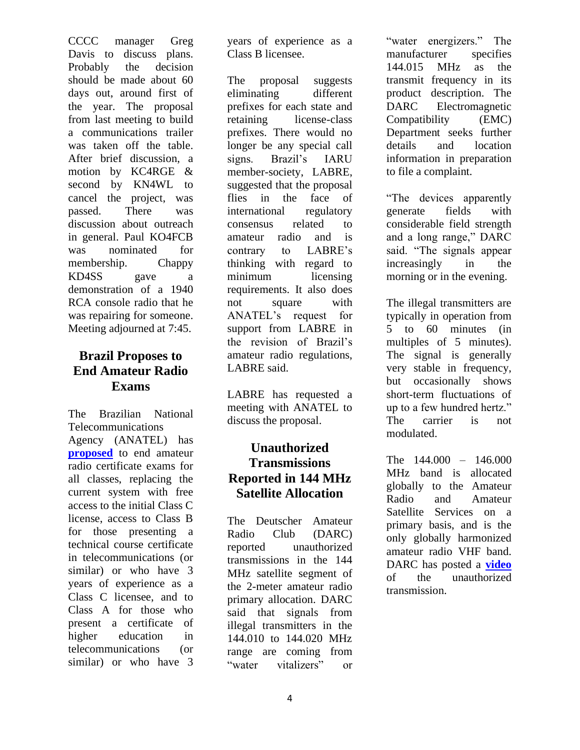CCCC manager Greg Davis to discuss plans. Probably the decision should be made about 60 days out, around first of the year. The proposal from last meeting to build a communications trailer was taken off the table. After brief discussion, a motion by KC4RGE & second by KN4WL to cancel the project, was passed. There was discussion about outreach in general. Paul KO4FCB was nominated for membership. Chappy KD4SS gave a demonstration of a 1940 RCA console radio that he was repairing for someone. Meeting adjourned at 7:45.

## Brazil Proposes to End Amateur Radio Exams

The Brazilian National Telecommunications Agency (ANATEL) has **proposed** to end amateur radio certificate exams for all classes, replacing the current system with free access to the initial Class C license, access to Class B for those presenting a technical course certificate in telecommunications (or similar) or who have 3 years of experience as a Class C licensee, and to Class A for those who present a certificate of higher education in telecommunications (or similar) or who have 3 years of experience as a Class B licensee.

The proposal suggests eliminating different prefixes for each state and retaining license-class prefixes. There would no longer be any special call signs. Brazil's IARU member-society, LABRE, suggested that the proposal flies in the face of international regulatory consensus related to amateur radio and is contrary to LABRE's thinking with regard to minimum licensing requirements. It also does not square with ANATEL's request for support from LABRE in the revision of Brazil's amateur radio regulations, LABRE said.

LABRE has requested a meeting with ANATEL to discuss the proposal.

## Unauthorized Transmissions Reported in 144 MHz Satellite Allocation

The Deutscher Amateur Radio Club (DARC) reported unauthorized transmissions in the 144 MHz satellite segment of the 2-meter amateur radio primary allocation. DARC said that signals from illegal transmitters in the 144.010 to 144.020 MHz range are coming from "water vitalizers" or "water energizers." The manufacturer specifies 144.015 MHz as the transmit frequency in its product description. The DARC Electromagnetic Compatibility (EMC) Department seeks further details and location information in preparation to file a complaint.

"The devices apparently generate fields with considerable field strength and a long range," DARC said. "The signals appear increasingly in the morning or in the evening.

The illegal transmitters are typically in operation from 5 to 60 minutes (in multiples of 5 minutes). The signal is generally very stable in frequency, but occasionally shows short-term fluctuations of up to a few hundred hertz." The carrier is not modulated.

The 144.000 – 146.000 MHz band is allocated globally to the Amateur Radio and Amateur Satellite Services on a primary basis, and is the only globally harmonized amateur radio VHF band. DARC has posted a **video** of the unauthorized transmission.